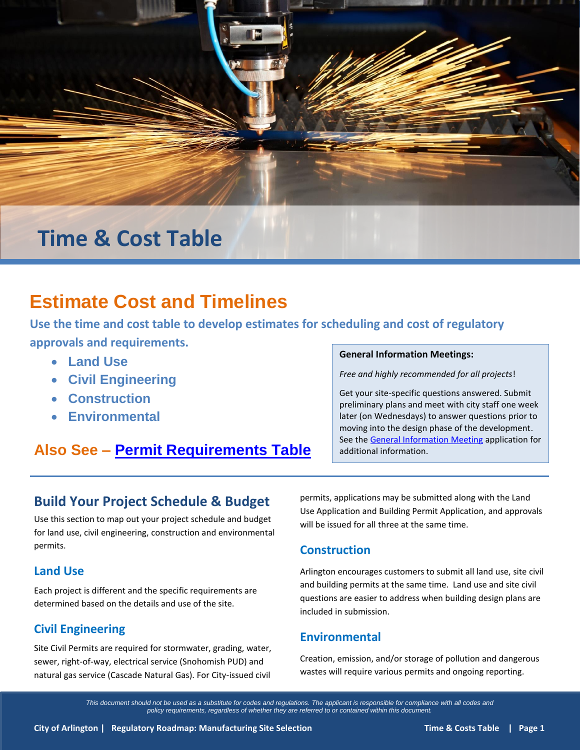# Time & Cost Table

## Estimate Cost and Timelines

**Use the time and cost table to develop estimates for scheduling and cost of regulatory approvals and requirements.**

- Land Use
- Civil Engineering
- Construction
- Environmental

**Also See – Permit Requirements Table**

> **General Information Meetings:**
>
> *Free and highly recommended for all projects*!
>
> Get your site-specific questions answered. Submit preliminary plans and meet with city staff one week later (on Wednesdays) to answer questions prior to moving into the design phase of the development. See the General Information Meeting application for additional information.

---

### Build Your Project Schedule & Budget

Use this section to map out your project schedule and budget for land use, civil engineering, construction and environmental permits.

### Land Use

Each project is different and the specific requirements are determined based on the details and use of the site.

### Civil Engineering

Site Civil Permits are required for stormwater, grading, water, sewer, right-of-way, electrical service (Snohomish PUD) and natural gas service (Cascade Natural Gas). For City-issued civil permits, applications may be submitted along with the Land Use Application and Building Permit Application, and approvals will be issued for all three at the same time.

### Construction

Arlington encourages customers to submit all land use, site civil and building permits at the same time. Land use and site civil questions are easier to address when building design plans are included in submission.

### Environmental

Creation, emission, and/or storage of pollution and dangerous wastes will require various permits and ongoing reporting.

*This document should not be used as a substitute for codes and regulations. The applicant is responsible for compliance with all codes and policy requirements, regardless of whether they are referred to or contained within this document.*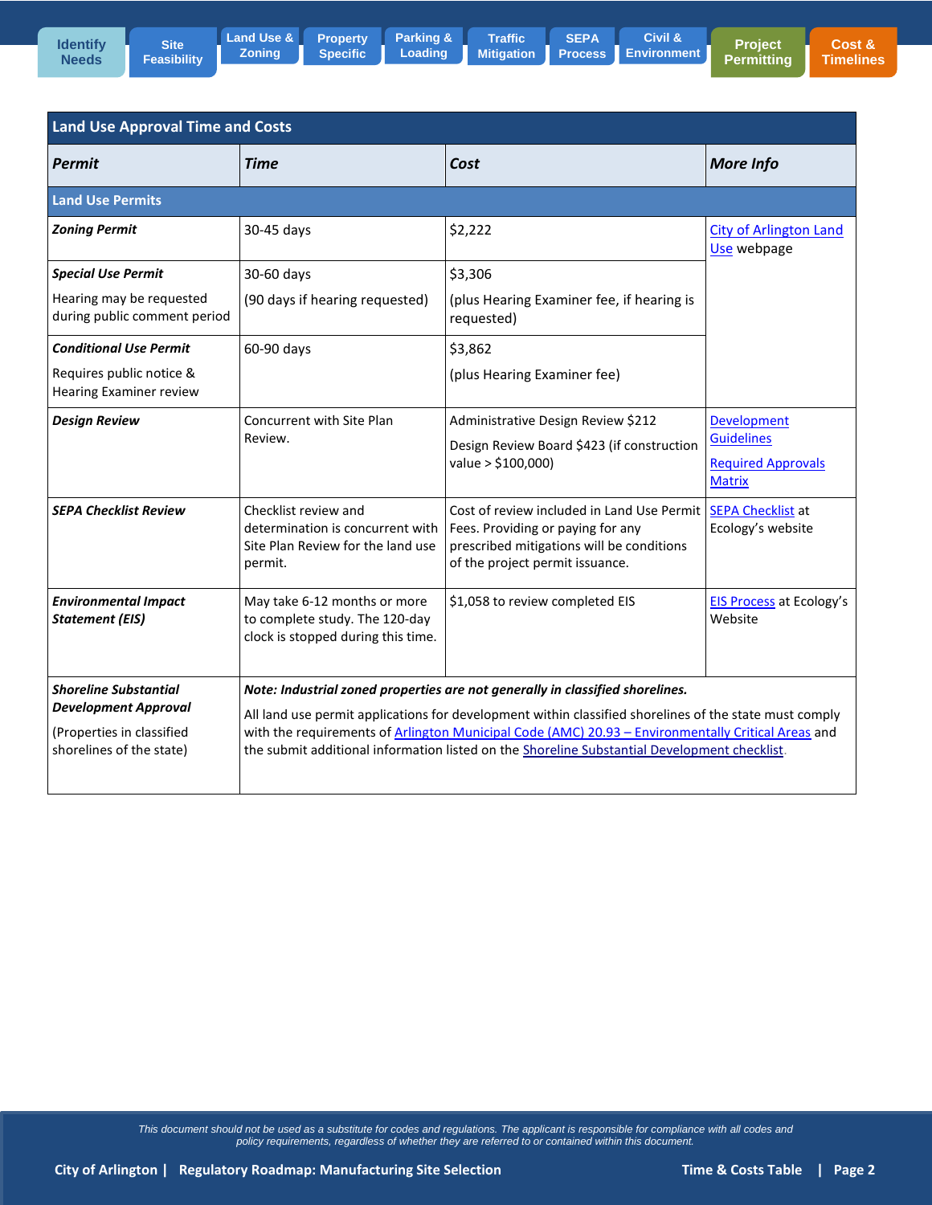Identify Needs | Site Feasibility | Land Use & Zoning | Property Specific | Parking & Loading | Traffic Mitigation | SEPA Process | Civil & Environment | Project Permitting | Cost & Timelines

| Land Use Approval Time and Costs | | | |
|---|---|---|---|
| ***Permit*** | ***Time*** | ***Cost*** | ***More Info*** |
| **Land Use Permits** | | | |
| ***Zoning Permit*** | 30-45 days | $2,222 | City of Arlington Land Use webpage |
| ***Special Use Permit*** Hearing may be requested during public comment period | 30-60 days (90 days if hearing requested) | $3,306 (plus Hearing Examiner fee, if hearing is requested) | |
| ***Conditional Use Permit*** Requires public notice & Hearing Examiner review | 60-90 days | $3,862 (plus Hearing Examiner fee) | |
| ***Design Review*** | Concurrent with Site Plan Review. | Administrative Design Review $212 Design Review Board $423 (if construction value > $100,000) | Development Guidelines Required Approvals Matrix |
| ***SEPA Checklist Review*** | Checklist review and determination is concurrent with Site Plan Review for the land use permit. | Cost of review included in Land Use Permit Fees. Providing or paying for any prescribed mitigations will be conditions of the project permit issuance. | SEPA Checklist at Ecology's website |
| ***Environmental Impact Statement (EIS)*** | May take 6-12 months or more to complete study. The 120-day clock is stopped during this time. | $1,058 to review completed EIS | EIS Process at Ecology's Website |
| ***Shoreline Substantial Development Approval*** (Properties in classified shorelines of the state) | ***Note: Industrial zoned properties are not generally in classified shorelines.*** All land use permit applications for development within classified shorelines of the state must comply with the requirements of Arlington Municipal Code (AMC) 20.93 – Environmentally Critical Areas and the submit additional information listed on the Shoreline Substantial Development checklist. | | |

*This document should not be used as a substitute for codes and regulations. The applicant is responsible for compliance with all codes and policy requirements, regardless of whether they are referred to or contained within this document.*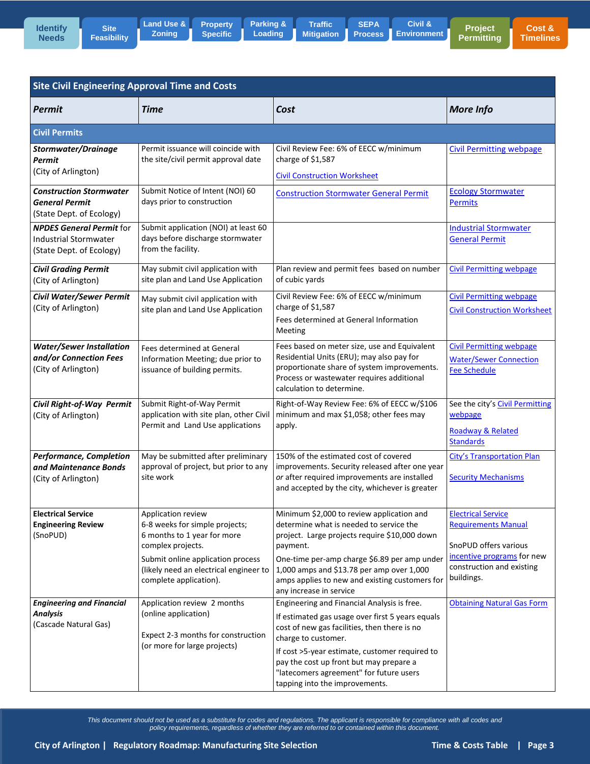Identify Needs | Site Feasibility | Land Use & Zoning | Property Specific | Parking & Loading | Traffic Mitigation | SEPA Process | Civil & Environment | Project Permitting | Cost & Timelines

## Site Civil Engineering Approval Time and Costs

| *Permit* | *Time* | *Cost* | *More Info* |
|---|---|---|---|
| **Civil Permits** | | | |
| ***Stormwater/Drainage Permit*** (City of Arlington) | Permit issuance will coincide with the site/civil permit approval date | Civil Review Fee: 6% of EECC w/minimum charge of $1,587<br>Civil Construction Worksheet | Civil Permitting webpage |
| ***Construction Stormwater General Permit*** (State Dept. of Ecology) | Submit Notice of Intent (NOI) 60 days prior to construction | Construction Stormwater General Permit | Ecology Stormwater Permits |
| ***NPDES General Permit*** for Industrial Stormwater (State Dept. of Ecology) | Submit application (NOI) at least 60 days before discharge stormwater from the facility. | | Industrial Stormwater General Permit |
| ***Civil Grading Permit*** (City of Arlington) | May submit civil application with site plan and Land Use Application | Plan review and permit fees based on number of cubic yards | Civil Permitting webpage |
| ***Civil Water/Sewer Permit*** (City of Arlington) | May submit civil application with site plan and Land Use Application | Civil Review Fee: 6% of EECC w/minimum charge of $1,587<br>Fees determined at General Information Meeting | Civil Permitting webpage<br>Civil Construction Worksheet |
| ***Water/Sewer Installation and/or Connection Fees*** (City of Arlington) | Fees determined at General Information Meeting; due prior to issuance of building permits. | Fees based on meter size, use and Equivalent Residential Units (ERU); may also pay for proportionate share of system improvements. Process or wastewater requires additional calculation to determine. | Civil Permitting webpage<br>Water/Sewer Connection Fee Schedule |
| ***Civil Right-of-Way Permit*** (City of Arlington) | Submit Right-of-Way Permit application with site plan, other Civil Permit and Land Use applications | Right-of-Way Review Fee: 6% of EECC w/$106 minimum and max $1,058; other fees may apply. | See the city's Civil Permitting webpage<br>Roadway & Related Standards |
| ***Performance, Completion and Maintenance Bonds*** (City of Arlington) | May be submitted after preliminary approval of project, but prior to any site work | 150% of the estimated cost of covered improvements. Security released after one year *or* after required improvements are installed and accepted by the city, whichever is greater | City's Transportation Plan<br>Security Mechanisms |
| **Electrical Service Engineering Review** (SnoPUD) | Application review 6-8 weeks for simple projects; 6 months to 1 year for more complex projects.<br>Submit online application process (likely need an electrical engineer to complete application). | Minimum $2,000 to review application and determine what is needed to service the project. Large projects require $10,000 down payment.<br>One-time per-amp charge $6.89 per amp under 1,000 amps and $13.78 per amp over 1,000 amps applies to new and existing customers for any increase in service | Electrical Service Requirements Manual<br>SnoPUD offers various incentive programs for new construction and existing buildings. |
| ***Engineering and Financial Analysis*** (Cascade Natural Gas) | Application review 2 months (online application)<br>Expect 2-3 months for construction (or more for large projects) | Engineering and Financial Analysis is free.<br>If estimated gas usage over first 5 years equals cost of new gas facilities, then there is no charge to customer.<br>If cost >5-year estimate, customer required to pay the cost up front but may prepare a "latecomers agreement" for future users tapping into the improvements. | Obtaining Natural Gas Form |

*This document should not be used as a substitute for codes and regulations. The applicant is responsible for compliance with all codes and policy requirements, regardless of whether they are referred to or contained within this document.*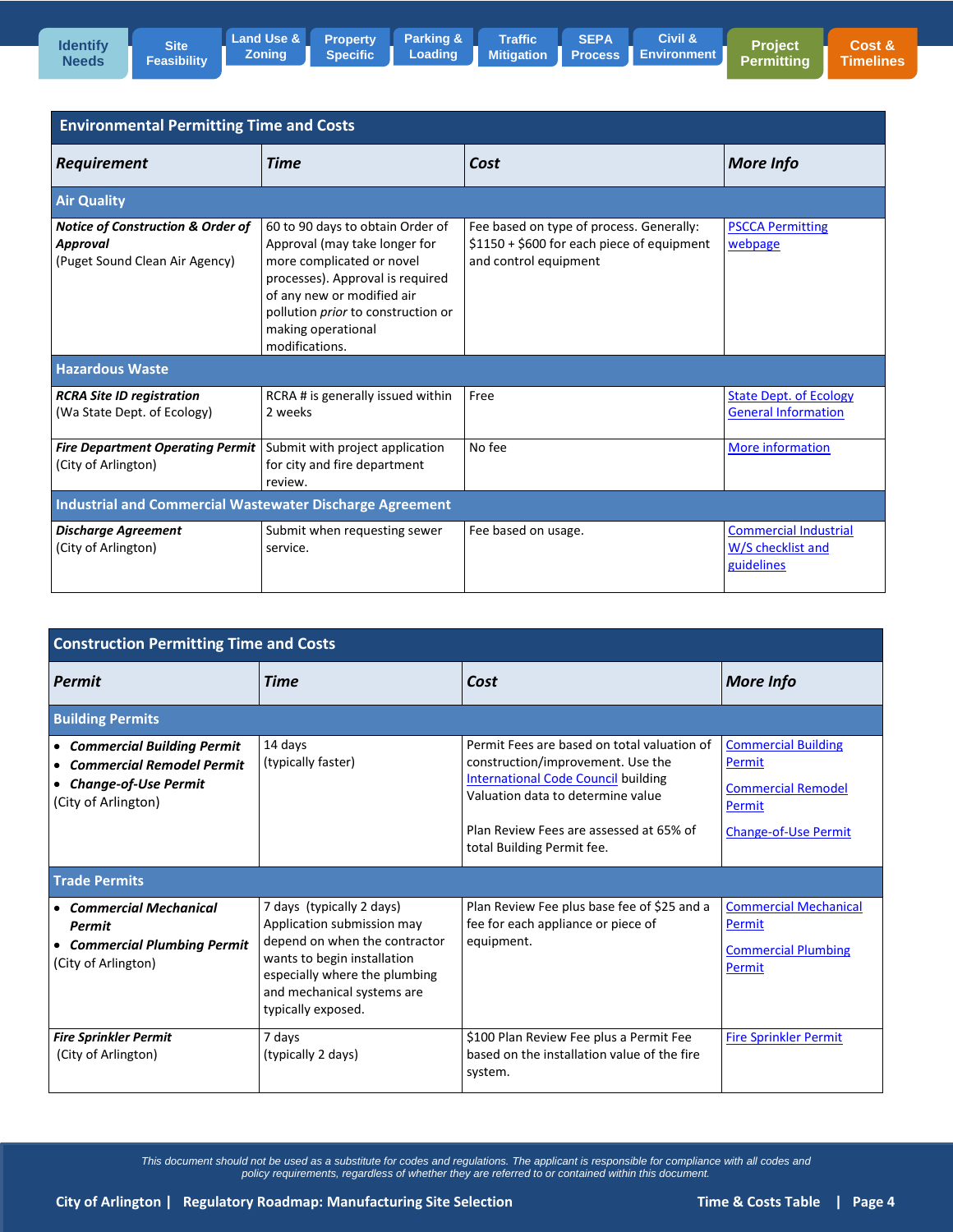Identify Needs | Site Feasibility | Land Use & Zoning | Property Specific | Parking & Loading | Traffic Mitigation | SEPA Process | Civil & Environment | Project Permitting | Cost & Timelines

## Environmental Permitting Time and Costs

| *Requirement* | *Time* | *Cost* | *More Info* |
|---|---|---|---|
| **Air Quality** | | | |
| ***Notice of Construction & Order of Approval*** (Puget Sound Clean Air Agency) | 60 to 90 days to obtain Order of Approval (may take longer for more complicated or novel processes). Approval is required of any new or modified air pollution *prior* to construction or making operational modifications. | Fee based on type of process. Generally: $1150 + $600 for each piece of equipment and control equipment | PSCCA Permitting webpage |
| **Hazardous Waste** | | | |
| ***RCRA Site ID registration*** (Wa State Dept. of Ecology) | RCRA # is generally issued within 2 weeks | Free | State Dept. of Ecology General Information |
| ***Fire Department Operating Permit*** (City of Arlington) | Submit with project application for city and fire department review. | No fee | More information |
| **Industrial and Commercial Wastewater Discharge Agreement** | | | |
| ***Discharge Agreement*** (City of Arlington) | Submit when requesting sewer service. | Fee based on usage. | Commercial Industrial W/S checklist and guidelines |

## Construction Permitting Time and Costs

| *Permit* | *Time* | *Cost* | *More Info* |
|---|---|---|---|
| **Building Permits** | | | |
| • ***Commercial Building Permit*** <br> • ***Commercial Remodel Permit*** <br> • ***Change-of-Use Permit*** <br> (City of Arlington) | 14 days (typically faster) | Permit Fees are based on total valuation of construction/improvement. Use the International Code Council building Valuation data to determine value <br><br> Plan Review Fees are assessed at 65% of total Building Permit fee. | Commercial Building Permit <br><br> Commercial Remodel Permit <br><br> Change-of-Use Permit |
| **Trade Permits** | | | |
| • ***Commercial Mechanical Permit*** <br> • ***Commercial Plumbing Permit*** <br> (City of Arlington) | 7 days (typically 2 days) Application submission may depend on when the contractor wants to begin installation especially where the plumbing and mechanical systems are typically exposed. | Plan Review Fee plus base fee of $25 and a fee for each appliance or piece of equipment. | Commercial Mechanical Permit <br><br> Commercial Plumbing Permit |
| ***Fire Sprinkler Permit*** (City of Arlington) | 7 days (typically 2 days) | $100 Plan Review Fee plus a Permit Fee based on the installation value of the fire system. | Fire Sprinkler Permit |

*This document should not be used as a substitute for codes and regulations. The applicant is responsible for compliance with all codes and policy requirements, regardless of whether they are referred to or contained within this document.*